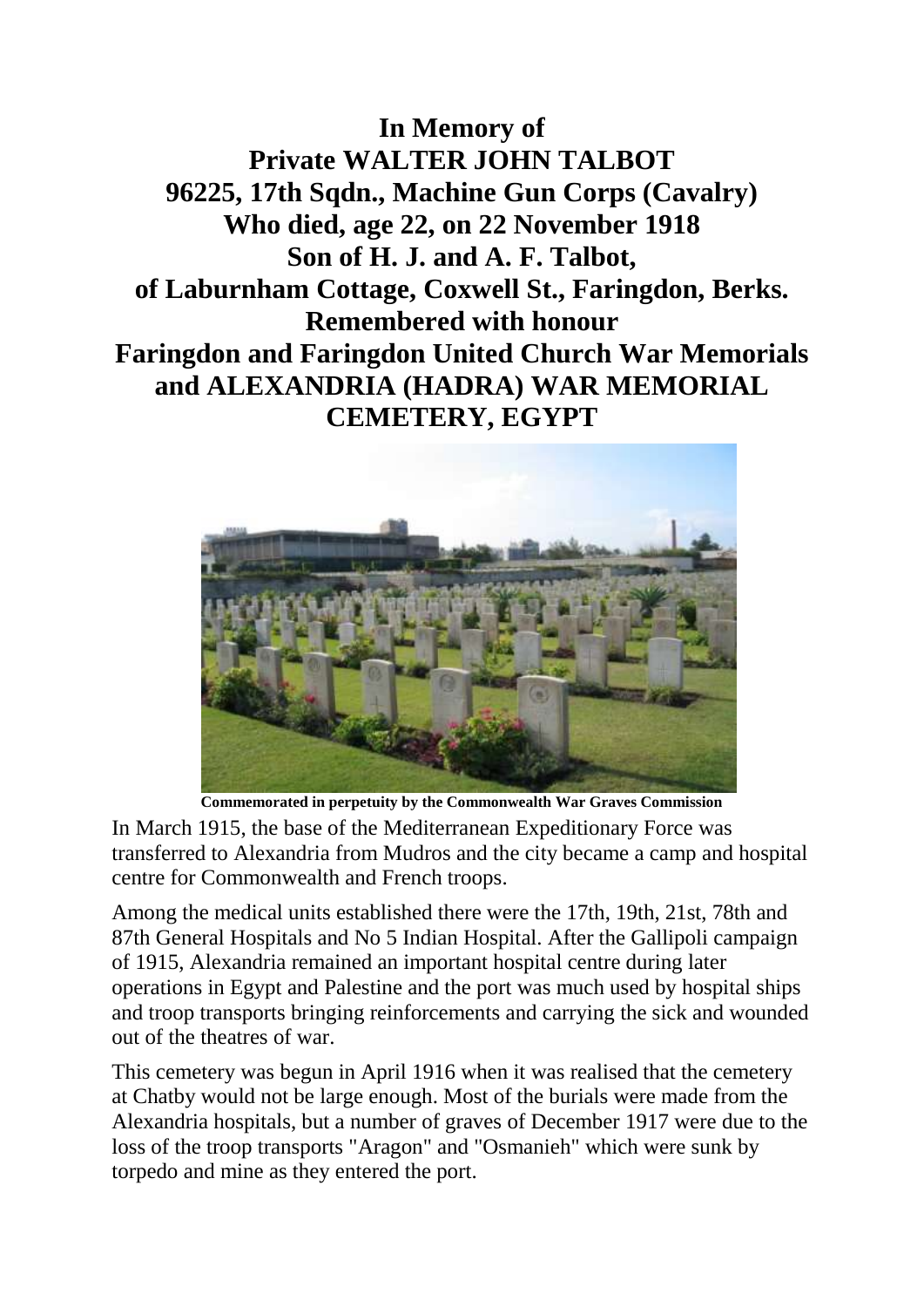**In Memory of**
**Private WALTER JOHN TALBOT**
**96225, 17th Sqdn., Machine Gun Corps (Cavalry)**
**Who died, age 22, on 22 November 1918**
**Son of H. J. and A. F. Talbot,**
**of Laburnham Cottage, Coxwell St., Faringdon, Berks.**
**Remembered with honour**
**Faringdon and Faringdon United Church War Memorials**
**and ALEXANDRIA (HADRA) WAR MEMORIAL CEMETERY, EGYPT**

**Commemorated in perpetuity by the Commonwealth War Graves Commission**

In March 1915, the base of the Mediterranean Expeditionary Force was transferred to Alexandria from Mudros and the city became a camp and hospital centre for Commonwealth and French troops.

Among the medical units established there were the 17th, 19th, 21st, 78th and 87th General Hospitals and No 5 Indian Hospital. After the Gallipoli campaign of 1915, Alexandria remained an important hospital centre during later operations in Egypt and Palestine and the port was much used by hospital ships and troop transports bringing reinforcements and carrying the sick and wounded out of the theatres of war.

This cemetery was begun in April 1916 when it was realised that the cemetery at Chatby would not be large enough. Most of the burials were made from the Alexandria hospitals, but a number of graves of December 1917 were due to the loss of the troop transports "Aragon" and "Osmanieh" which were sunk by torpedo and mine as they entered the port.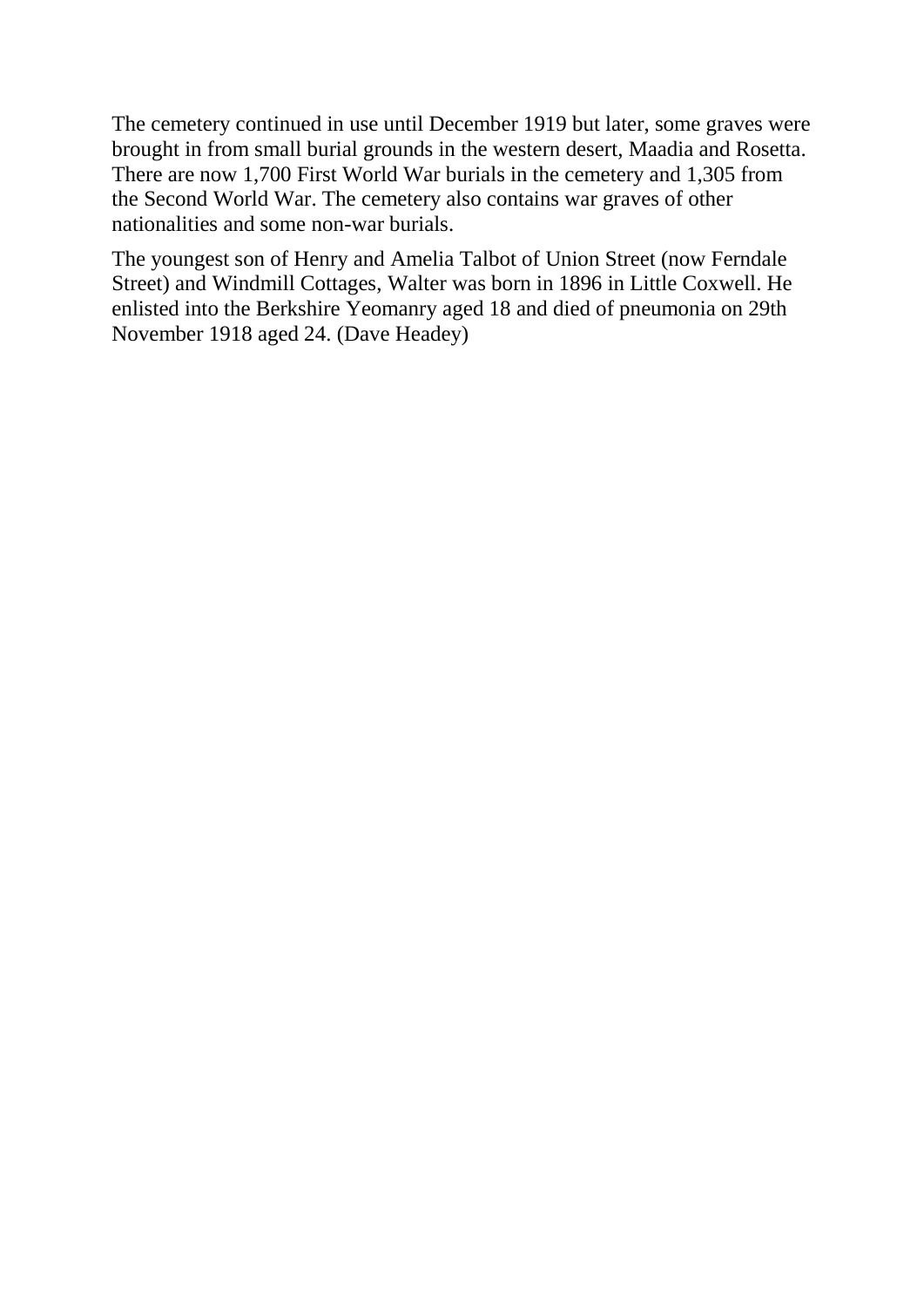The cemetery continued in use until December 1919 but later, some graves were brought in from small burial grounds in the western desert, Maadia and Rosetta. There are now 1,700 First World War burials in the cemetery and 1,305 from the Second World War. The cemetery also contains war graves of other nationalities and some non-war burials.

The youngest son of Henry and Amelia Talbot of Union Street (now Ferndale Street) and Windmill Cottages, Walter was born in 1896 in Little Coxwell. He enlisted into the Berkshire Yeomanry aged 18 and died of pneumonia on 29th November 1918 aged 24. (Dave Headey)